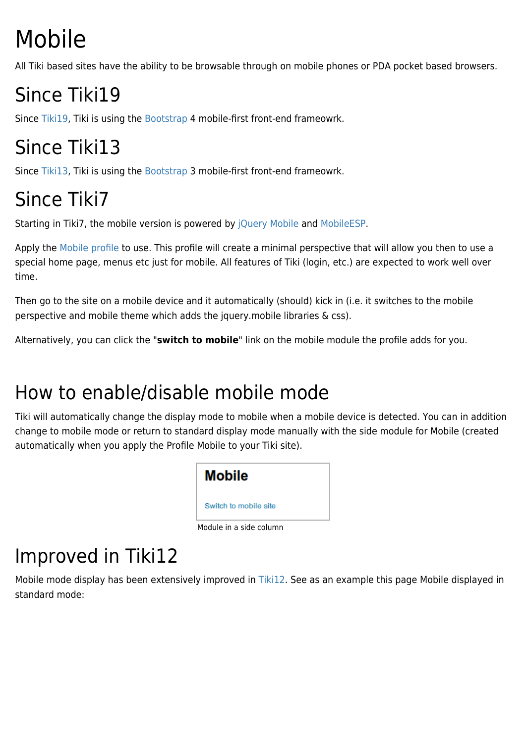# Mobile

All Tiki based sites have the ability to be browsable through on mobile phones or PDA pocket based browsers.

## Since Tiki19

Since Tiki19, Tiki is using the Bootstrap 4 mobile-first front-end frameowrk.

## Since Tiki13

Since Tiki13, Tiki is using the Bootstrap 3 mobile-first front-end frameowrk.

## Since Tiki7

Starting in Tiki7, the mobile version is powered by jQuery Mobile and MobileESP.

Apply the Mobile profile to use. This profile will create a minimal perspective that will allow you then to use a special home page, menus etc just for mobile. All features of Tiki (login, etc.) are expected to work well over time.

Then go to the site on a mobile device and it automatically (should) kick in (i.e. it switches to the mobile perspective and mobile theme which adds the jquery.mobile libraries & css).

Alternatively, you can click the "**switch to mobile**" link on the mobile module the profile adds for you.

## How to enable/disable mobile mode

Tiki will automatically change the display mode to mobile when a mobile device is detected. You can in addition change to mobile mode or return to standard display mode manually with the side module for Mobile (created automatically when you apply the Profile Mobile to your Tiki site).

**Mobile**

Switch to mobile site

Module in a side column

## Improved in Tiki12

Mobile mode display has been extensively improved in Tiki12. See as an example this page Mobile displayed in standard mode: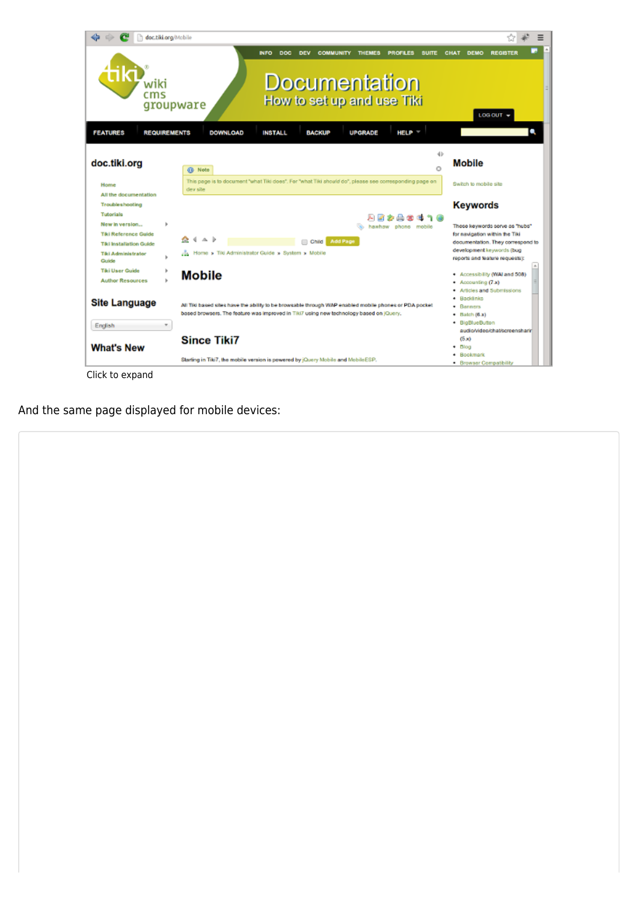Click to expand

And the same page displayed for mobile devices: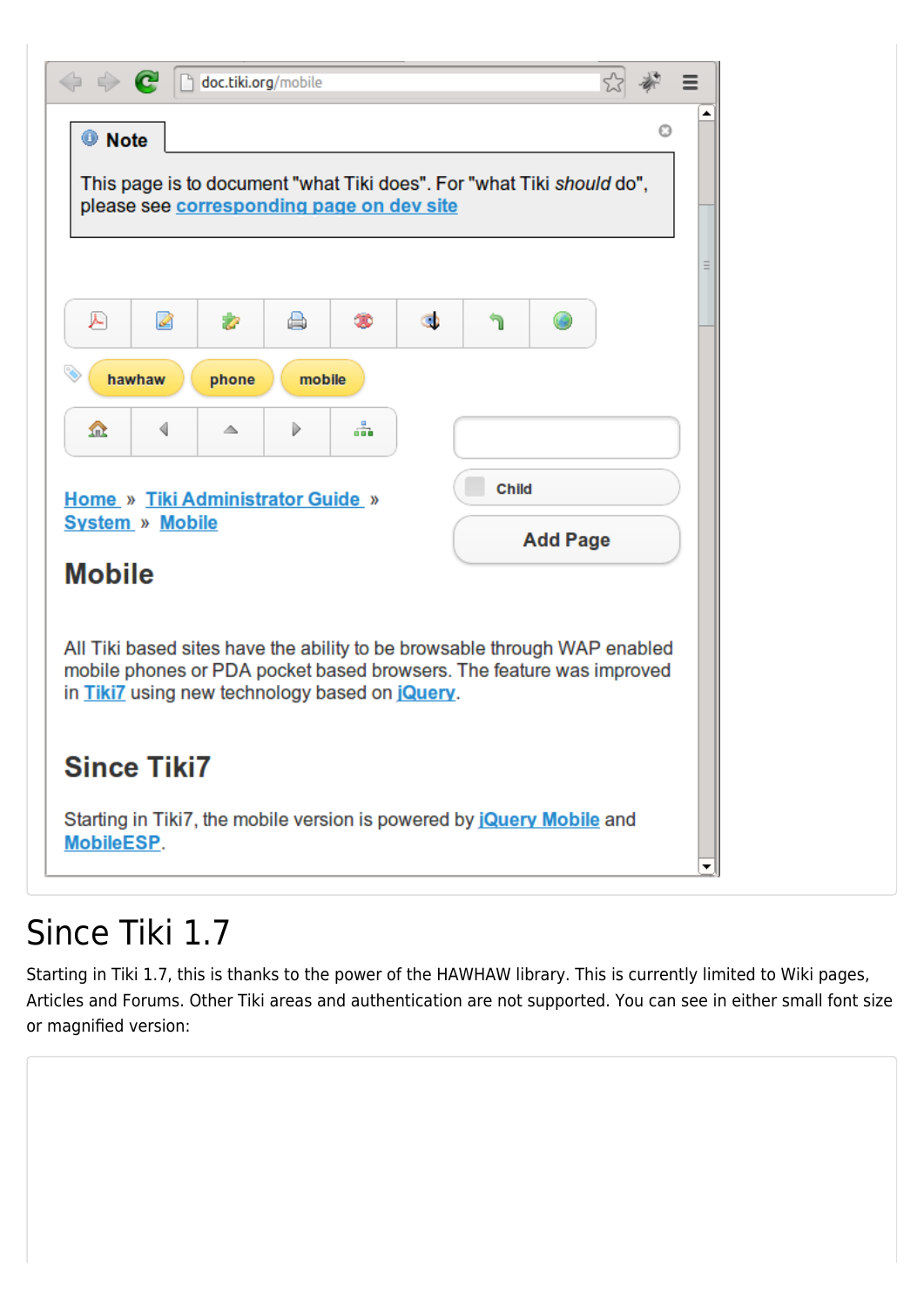## Since Tiki 1.7

Starting in Tiki 1.7, this is thanks to the power of the HAWHAW library. This is currently limited to Wiki pages, Articles and Forums. Other Tiki areas and authentication are not supported. You can see in either small font size or magnified version: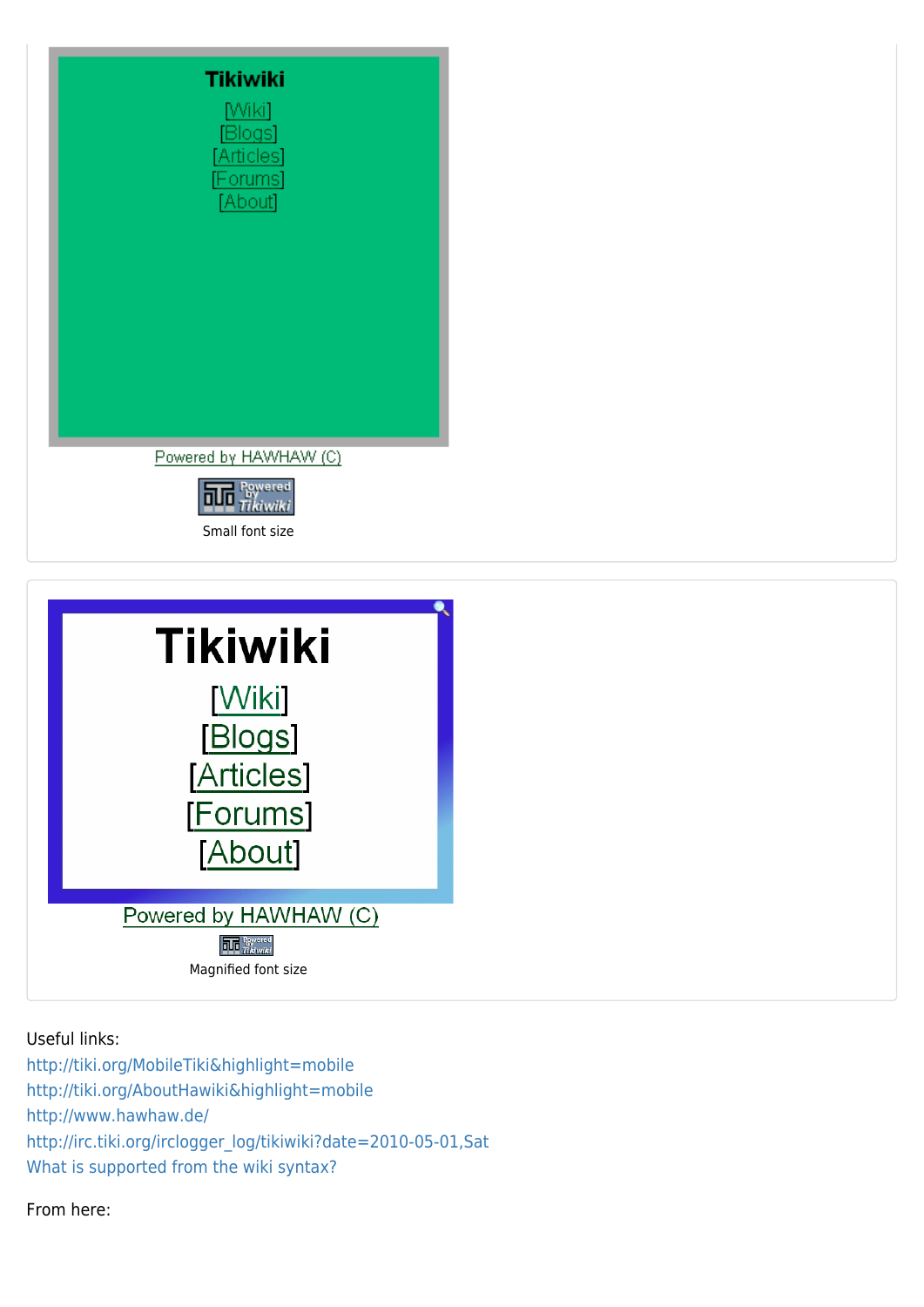Tikiwiki

[Wiki]
[Blogs]
[Articles]
[Forums]
[About]

Powered by HAWHAW (C)

Small font size

Tikiwiki

[Wiki]
[Blogs]
[Articles]
[Forums]
[About]

Powered by HAWHAW (C)

Magnified font size

Useful links:
http://tiki.org/MobileTiki&highlight=mobile
http://tiki.org/AboutHawiki&highlight=mobile
http://www.hawhaw.de/
http://irc.tiki.org/irclogger_log/tikiwiki?date=2010-05-01,Sat
What is supported from the wiki syntax?

From here: